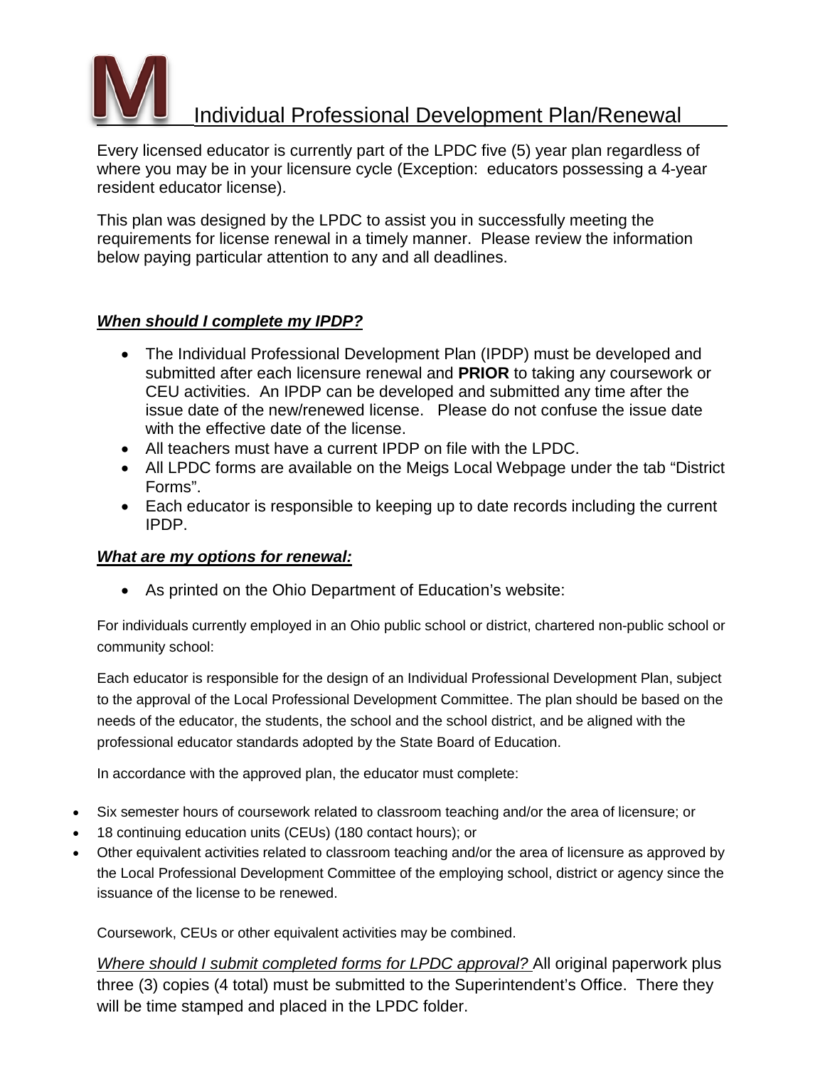# Individual Professional Development Plan/Renewal

Every licensed educator is currently part of the LPDC five (5) year plan regardless of where you may be in your licensure cycle (Exception: educators possessing a 4-year resident educator license).

This plan was designed by the LPDC to assist you in successfully meeting the requirements for license renewal in a timely manner. Please review the information below paying particular attention to any and all deadlines.

### ***When should I complete my IPDP?***

- The Individual Professional Development Plan (IPDP) must be developed and submitted after each licensure renewal and **PRIOR** to taking any coursework or CEU activities. An IPDP can be developed and submitted any time after the issue date of the new/renewed license. Please do not confuse the issue date with the effective date of the license.
- All teachers must have a current IPDP on file with the LPDC.
- All LPDC forms are available on the Meigs Local Webpage under the tab "District Forms".
- Each educator is responsible to keeping up to date records including the current IPDP.

### ***What are my options for renewal:***

- As printed on the Ohio Department of Education's website:

For individuals currently employed in an Ohio public school or district, chartered non-public school or community school:

Each educator is responsible for the design of an Individual Professional Development Plan, subject to the approval of the Local Professional Development Committee. The plan should be based on the needs of the educator, the students, the school and the school district, and be aligned with the professional educator standards adopted by the State Board of Education.

In accordance with the approved plan, the educator must complete:

- Six semester hours of coursework related to classroom teaching and/or the area of licensure; or
- 18 continuing education units (CEUs) (180 contact hours); or
- Other equivalent activities related to classroom teaching and/or the area of licensure as approved by the Local Professional Development Committee of the employing school, district or agency since the issuance of the license to be renewed.

Coursework, CEUs or other equivalent activities may be combined.

*Where should I submit completed forms for LPDC approval?* All original paperwork plus three (3) copies (4 total) must be submitted to the Superintendent's Office. There they will be time stamped and placed in the LPDC folder.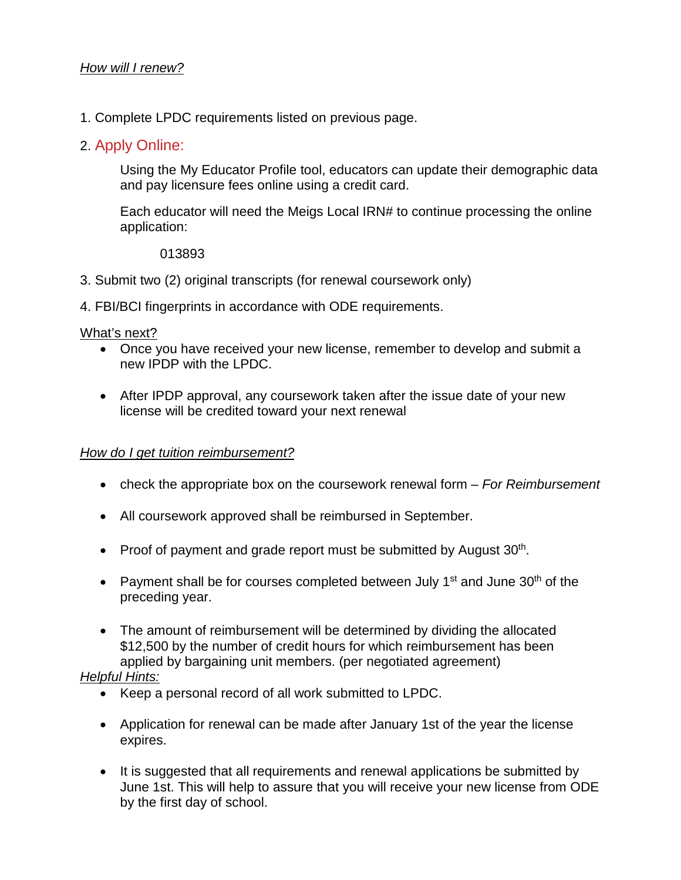*How will I renew?*

1. Complete LPDC requirements listed on previous page.
2. Apply Online:

   Using the My Educator Profile tool, educators can update their demographic data and pay licensure fees online using a credit card.

   Each educator will need the Meigs Local IRN# to continue processing the online application:

   013893

3. Submit two (2) original transcripts (for renewal coursework only)
4. FBI/BCI fingerprints in accordance with ODE requirements.

What's next?

- Once you have received your new license, remember to develop and submit a new IPDP with the LPDC.
- After IPDP approval, any coursework taken after the issue date of your new license will be credited toward your next renewal

*How do I get tuition reimbursement?*

- check the appropriate box on the coursework renewal form – *For Reimbursement*
- All coursework approved shall be reimbursed in September.
- Proof of payment and grade report must be submitted by August 30th.
- Payment shall be for courses completed between July 1st and June 30th of the preceding year.
- The amount of reimbursement will be determined by dividing the allocated $12,500 by the number of credit hours for which reimbursement has been applied by bargaining unit members. (per negotiated agreement)

*Helpful Hints:*

- Keep a personal record of all work submitted to LPDC.
- Application for renewal can be made after January 1st of the year the license expires.
- It is suggested that all requirements and renewal applications be submitted by June 1st. This will help to assure that you will receive your new license from ODE by the first day of school.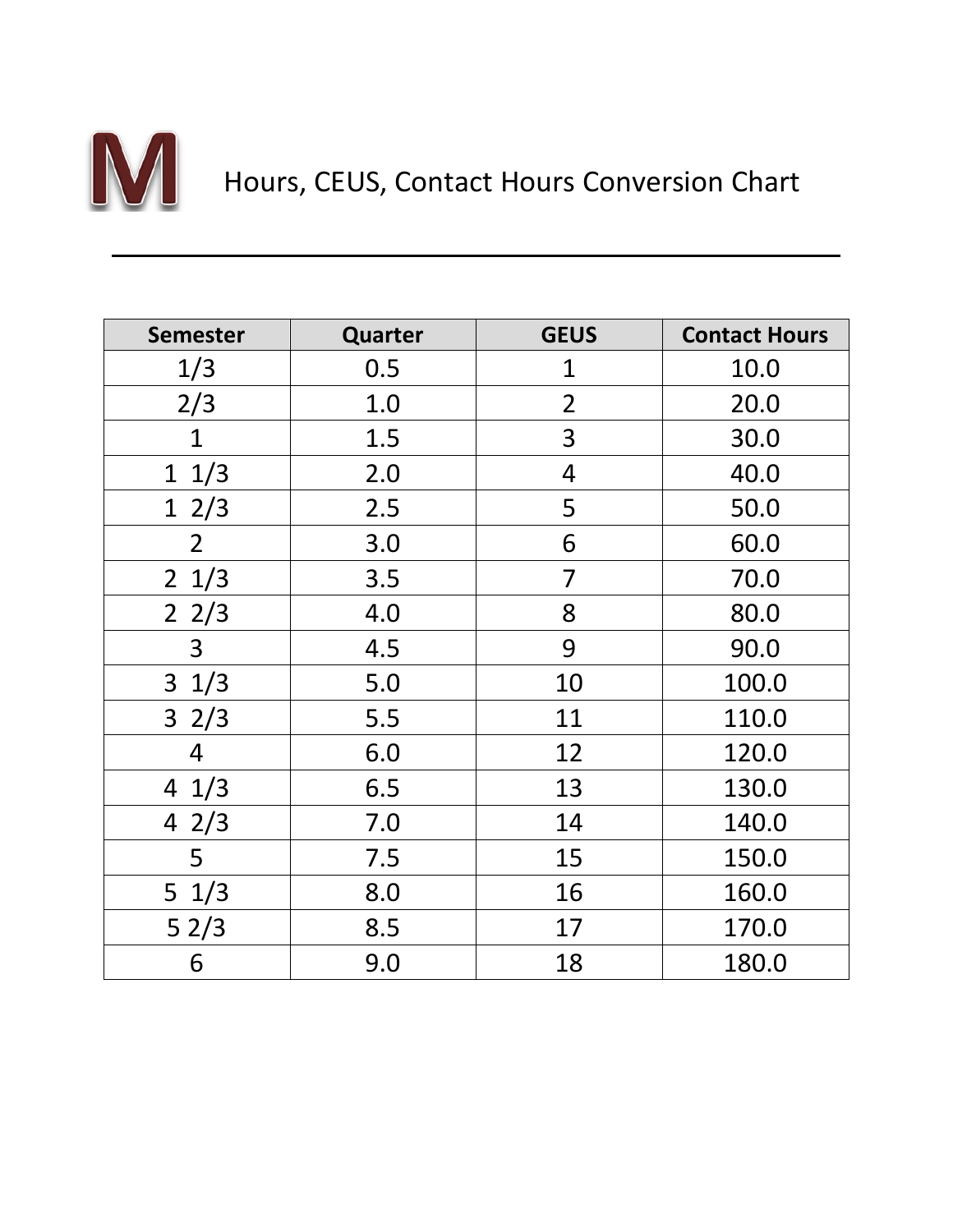# Hours, CEUS, Contact Hours Conversion Chart

| Semester | Quarter | GEUS | Contact Hours |
|---|---|---|---|
| 1/3 | 0.5 | 1 | 10.0 |
| 2/3 | 1.0 | 2 | 20.0 |
| 1 | 1.5 | 3 | 30.0 |
| 1  1/3 | 2.0 | 4 | 40.0 |
| 1  2/3 | 2.5 | 5 | 50.0 |
| 2 | 3.0 | 6 | 60.0 |
| 2  1/3 | 3.5 | 7 | 70.0 |
| 2  2/3 | 4.0 | 8 | 80.0 |
| 3 | 4.5 | 9 | 90.0 |
| 3  1/3 | 5.0 | 10 | 100.0 |
| 3  2/3 | 5.5 | 11 | 110.0 |
| 4 | 6.0 | 12 | 120.0 |
| 4  1/3 | 6.5 | 13 | 130.0 |
| 4  2/3 | 7.0 | 14 | 140.0 |
| 5 | 7.5 | 15 | 150.0 |
| 5  1/3 | 8.0 | 16 | 160.0 |
| 5 2/3 | 8.5 | 17 | 170.0 |
| 6 | 9.0 | 18 | 180.0 |